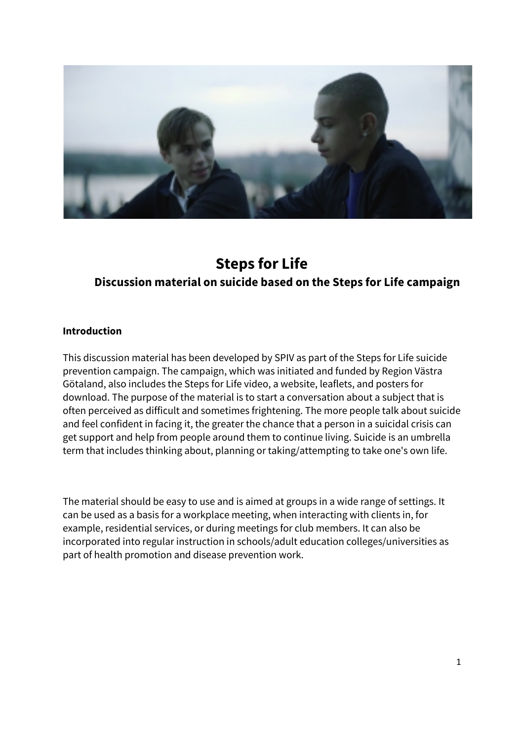# Steps for Life

## Discussion material on suicide based on the Steps for Life campaign

### Introduction

This discussion material has been developed by SPIV as part of the Steps for Life suicide prevention campaign. The campaign, which was initiated and funded by Region Västra Götaland, also includes the Steps for Life video, a website, leaflets, and posters for download. The purpose of the material is to start a conversation about a subject that is often perceived as difficult and sometimes frightening. The more people talk about suicide and feel confident in facing it, the greater the chance that a person in a suicidal crisis can get support and help from people around them to continue living. Suicide is an umbrella term that includes thinking about, planning or taking/attempting to take one's own life.

The material should be easy to use and is aimed at groups in a wide range of settings. It can be used as a basis for a workplace meeting, when interacting with clients in, for example, residential services, or during meetings for club members. It can also be incorporated into regular instruction in schools/adult education colleges/universities as part of health promotion and disease prevention work.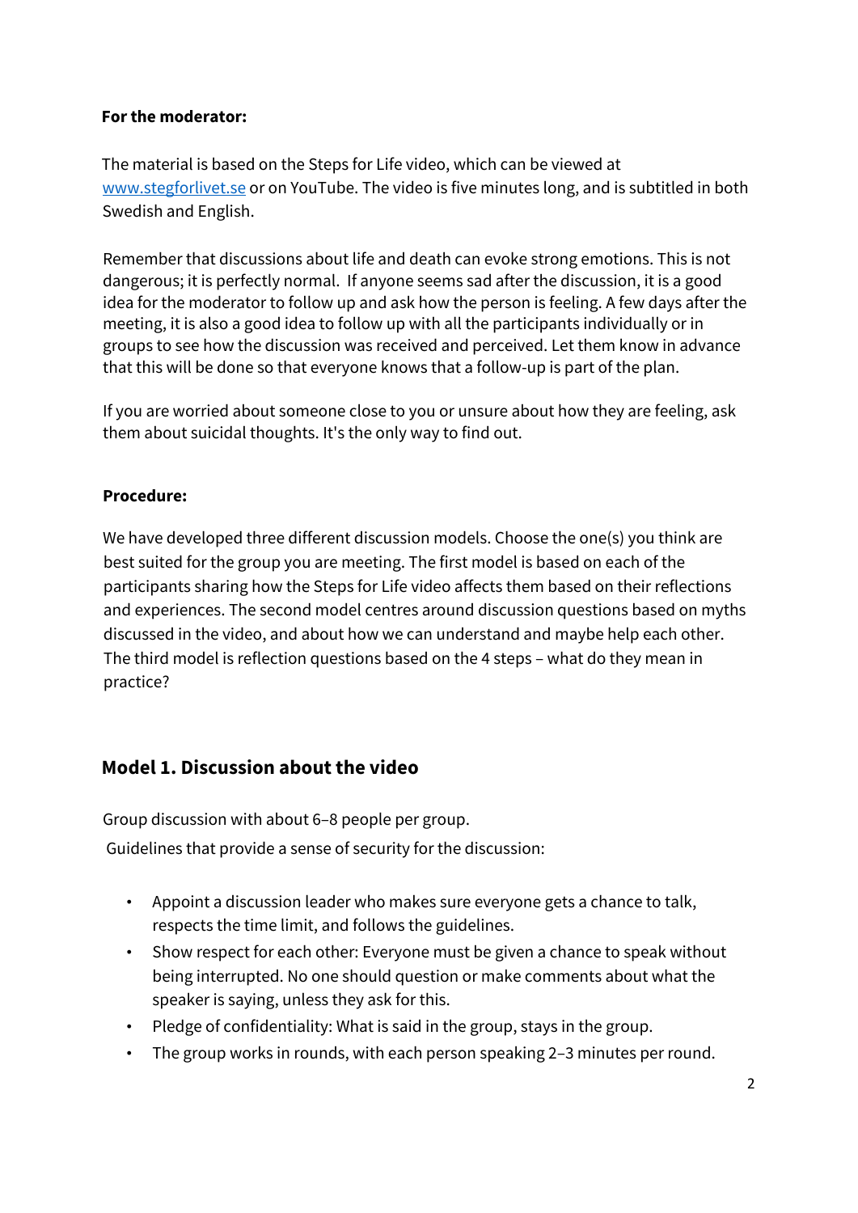**For the moderator:**

The material is based on the Steps for Life video, which can be viewed at [www.stegforlivet.se](http://www.stegforlivet.se) or on YouTube. The video is five minutes long, and is subtitled in both Swedish and English.

Remember that discussions about life and death can evoke strong emotions. This is not dangerous; it is perfectly normal. If anyone seems sad after the discussion, it is a good idea for the moderator to follow up and ask how the person is feeling. A few days after the meeting, it is also a good idea to follow up with all the participants individually or in groups to see how the discussion was received and perceived. Let them know in advance that this will be done so that everyone knows that a follow-up is part of the plan.

If you are worried about someone close to you or unsure about how they are feeling, ask them about suicidal thoughts. It's the only way to find out.

**Procedure:**

We have developed three different discussion models. Choose the one(s) you think are best suited for the group you are meeting. The first model is based on each of the participants sharing how the Steps for Life video affects them based on their reflections and experiences. The second model centres around discussion questions based on myths discussed in the video, and about how we can understand and maybe help each other. The third model is reflection questions based on the 4 steps – what do they mean in practice?

## Model 1. Discussion about the video

Group discussion with about 6–8 people per group.

Guidelines that provide a sense of security for the discussion:

- Appoint a discussion leader who makes sure everyone gets a chance to talk, respects the time limit, and follows the guidelines.
- Show respect for each other: Everyone must be given a chance to speak without being interrupted. No one should question or make comments about what the speaker is saying, unless they ask for this.
- Pledge of confidentiality: What is said in the group, stays in the group.
- The group works in rounds, with each person speaking 2–3 minutes per round.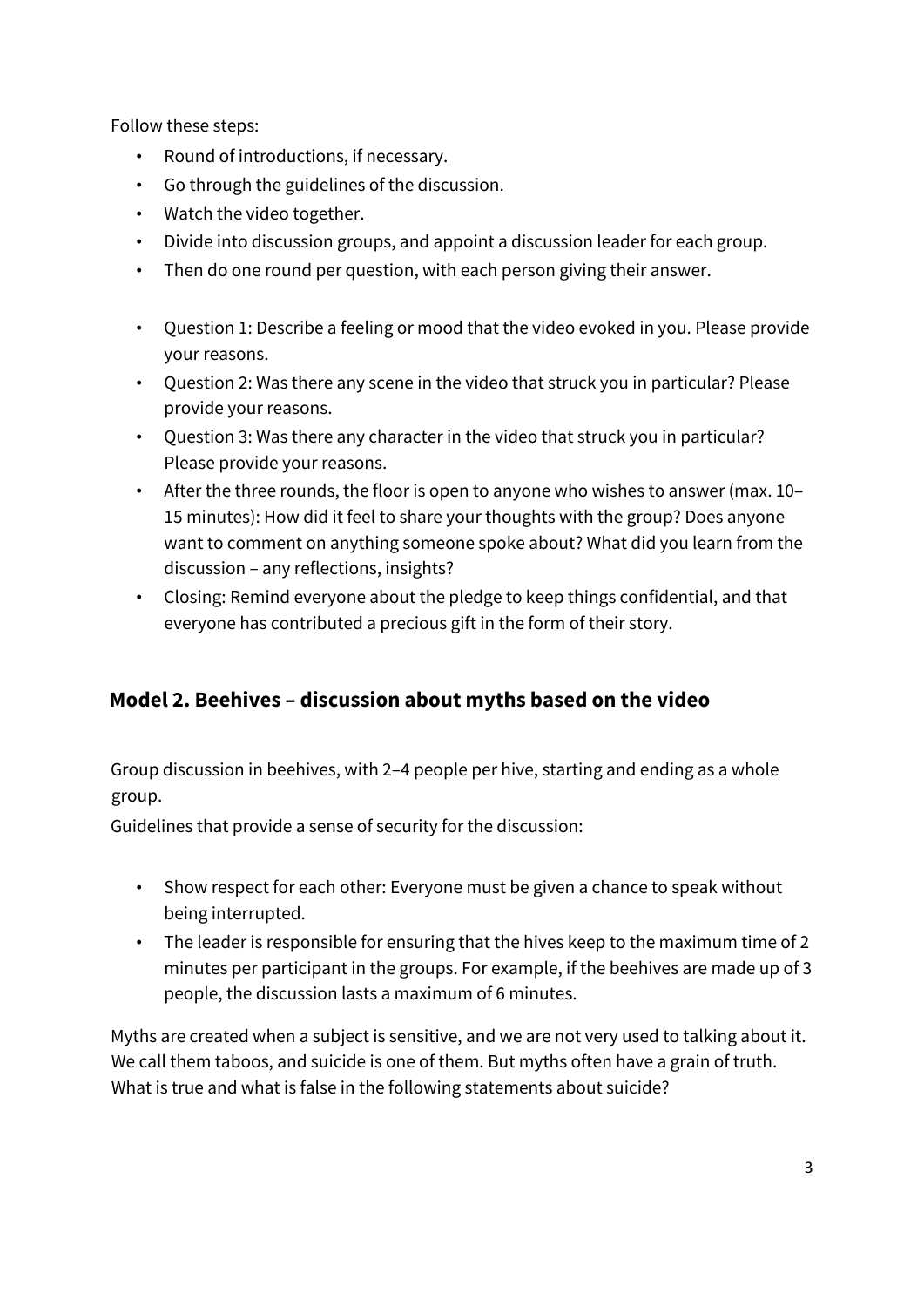Follow these steps:

- Round of introductions, if necessary.
- Go through the guidelines of the discussion.
- Watch the video together.
- Divide into discussion groups, and appoint a discussion leader for each group.
- Then do one round per question, with each person giving their answer.

- Question 1: Describe a feeling or mood that the video evoked in you. Please provide your reasons.
- Question 2: Was there any scene in the video that struck you in particular? Please provide your reasons.
- Question 3: Was there any character in the video that struck you in particular? Please provide your reasons.
- After the three rounds, the floor is open to anyone who wishes to answer (max. 10–15 minutes): How did it feel to share your thoughts with the group? Does anyone want to comment on anything someone spoke about? What did you learn from the discussion – any reflections, insights?
- Closing: Remind everyone about the pledge to keep things confidential, and that everyone has contributed a precious gift in the form of their story.

## Model 2. Beehives – discussion about myths based on the video

Group discussion in beehives, with 2–4 people per hive, starting and ending as a whole group.

Guidelines that provide a sense of security for the discussion:

- Show respect for each other: Everyone must be given a chance to speak without being interrupted.
- The leader is responsible for ensuring that the hives keep to the maximum time of 2 minutes per participant in the groups. For example, if the beehives are made up of 3 people, the discussion lasts a maximum of 6 minutes.

Myths are created when a subject is sensitive, and we are not very used to talking about it. We call them taboos, and suicide is one of them. But myths often have a grain of truth. What is true and what is false in the following statements about suicide?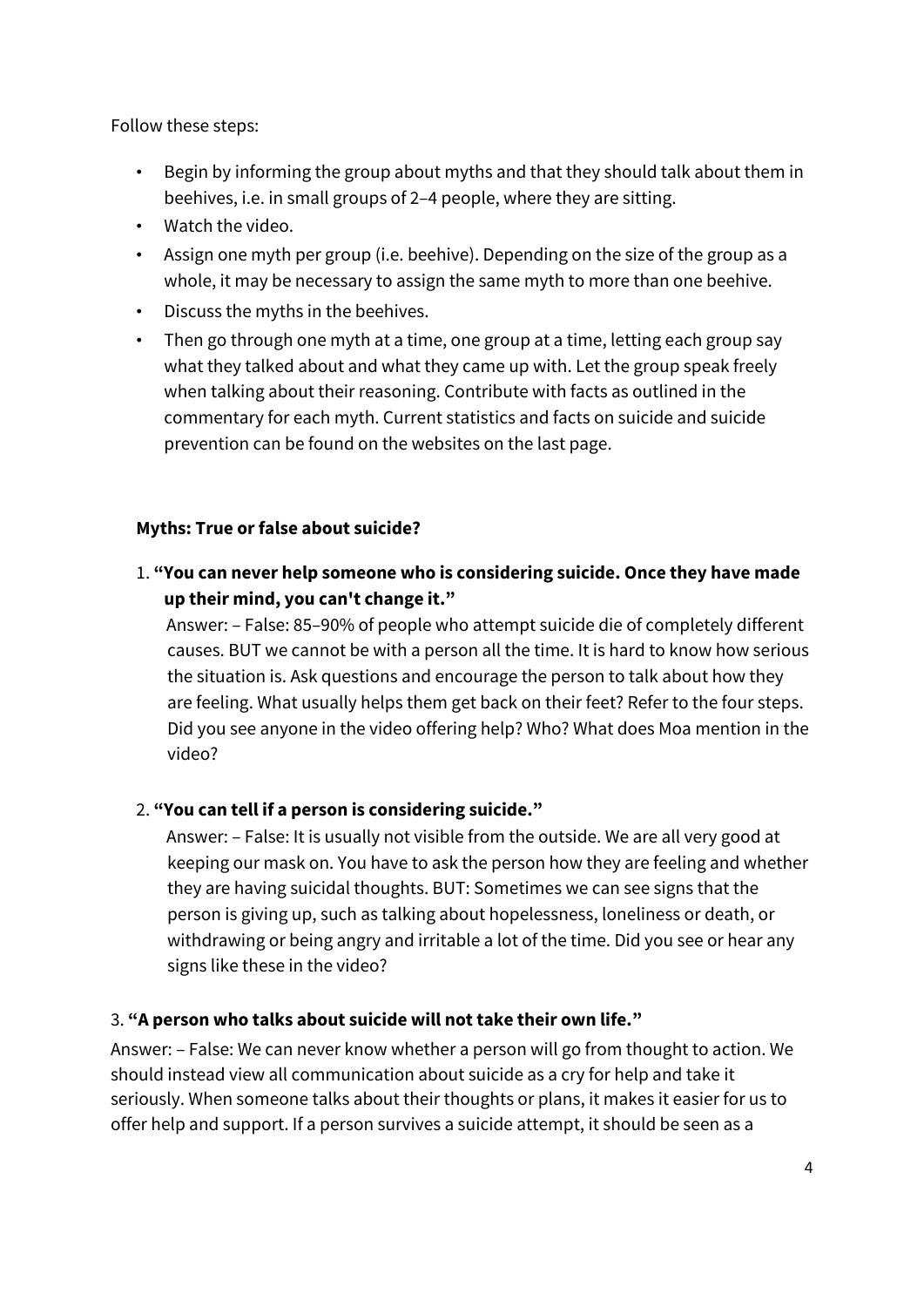Follow these steps:

- Begin by informing the group about myths and that they should talk about them in beehives, i.e. in small groups of 2–4 people, where they are sitting.
- Watch the video.
- Assign one myth per group (i.e. beehive). Depending on the size of the group as a whole, it may be necessary to assign the same myth to more than one beehive.
- Discuss the myths in the beehives.
- Then go through one myth at a time, one group at a time, letting each group say what they talked about and what they came up with. Let the group speak freely when talking about their reasoning. Contribute with facts as outlined in the commentary for each myth. Current statistics and facts on suicide and suicide prevention can be found on the websites on the last page.

**Myths: True or false about suicide?**

1. **"You can never help someone who is considering suicide. Once they have made up their mind, you can't change it."**

   Answer: – False: 85–90% of people who attempt suicide die of completely different causes. BUT we cannot be with a person all the time. It is hard to know how serious the situation is. Ask questions and encourage the person to talk about how they are feeling. What usually helps them get back on their feet? Refer to the four steps. Did you see anyone in the video offering help? Who? What does Moa mention in the video?

2. **"You can tell if a person is considering suicide."**

   Answer: – False: It is usually not visible from the outside. We are all very good at keeping our mask on. You have to ask the person how they are feeling and whether they are having suicidal thoughts. BUT: Sometimes we can see signs that the person is giving up, such as talking about hopelessness, loneliness or death, or withdrawing or being angry and irritable a lot of the time. Did you see or hear any signs like these in the video?

3. **"A person who talks about suicide will not take their own life."**

Answer: – False: We can never know whether a person will go from thought to action. We should instead view all communication about suicide as a cry for help and take it seriously. When someone talks about their thoughts or plans, it makes it easier for us to offer help and support. If a person survives a suicide attempt, it should be seen as a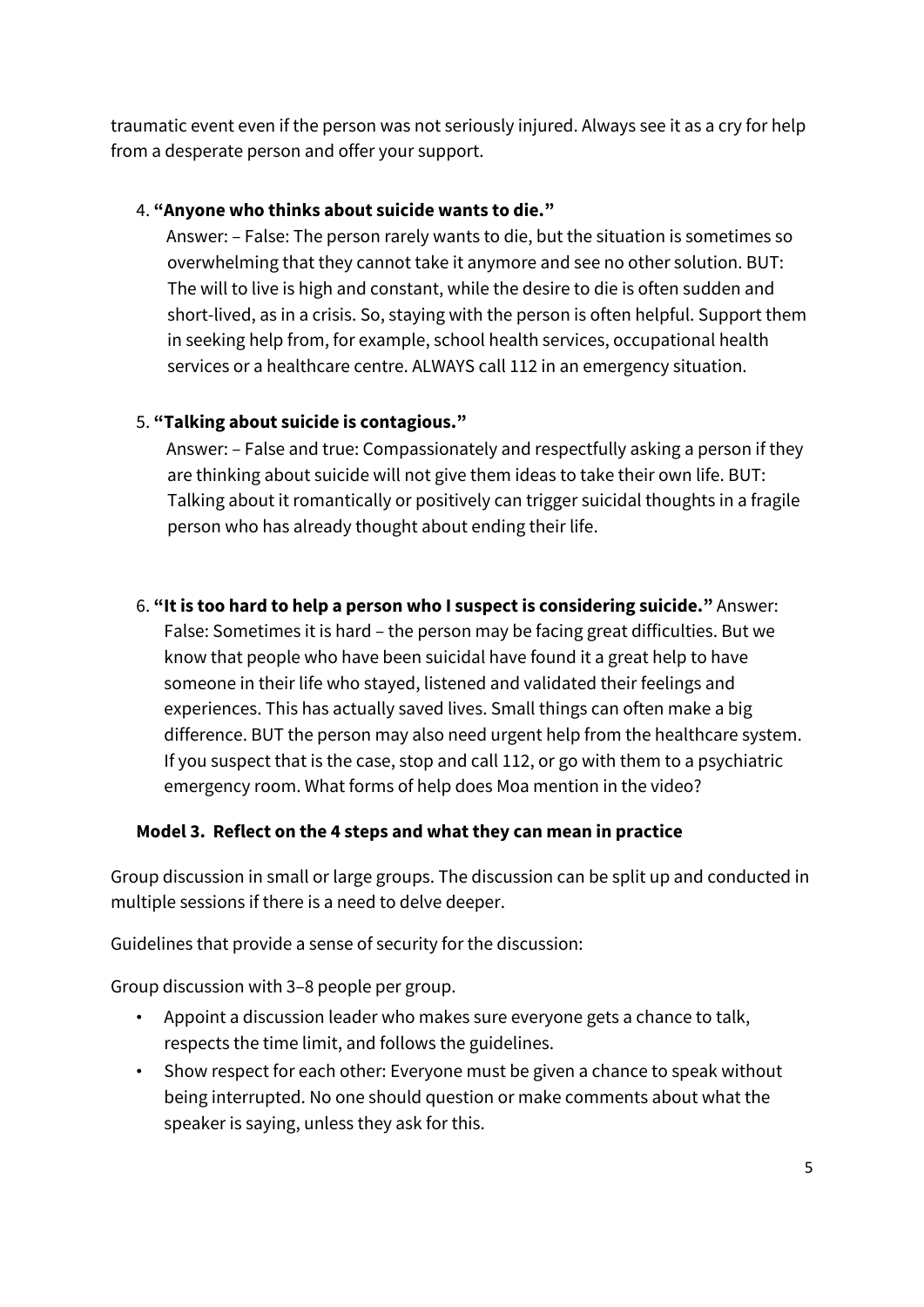traumatic event even if the person was not seriously injured. Always see it as a cry for help from a desperate person and offer your support.

4. **"Anyone who thinks about suicide wants to die."**
   Answer: – False: The person rarely wants to die, but the situation is sometimes so overwhelming that they cannot take it anymore and see no other solution. BUT: The will to live is high and constant, while the desire to die is often sudden and short-lived, as in a crisis. So, staying with the person is often helpful. Support them in seeking help from, for example, school health services, occupational health services or a healthcare centre. ALWAYS call 112 in an emergency situation.

5. **"Talking about suicide is contagious."**
   Answer: – False and true: Compassionately and respectfully asking a person if they are thinking about suicide will not give them ideas to take their own life. BUT: Talking about it romantically or positively can trigger suicidal thoughts in a fragile person who has already thought about ending their life.

6. **"It is too hard to help a person who I suspect is considering suicide."** Answer: False: Sometimes it is hard – the person may be facing great difficulties. But we know that people who have been suicidal have found it a great help to have someone in their life who stayed, listened and validated their feelings and experiences. This has actually saved lives. Small things can often make a big difference. BUT the person may also need urgent help from the healthcare system. If you suspect that is the case, stop and call 112, or go with them to a psychiatric emergency room. What forms of help does Moa mention in the video?

### Model 3. Reflect on the 4 steps and what they can mean in practice

Group discussion in small or large groups. The discussion can be split up and conducted in multiple sessions if there is a need to delve deeper.

Guidelines that provide a sense of security for the discussion:

Group discussion with 3–8 people per group.

- Appoint a discussion leader who makes sure everyone gets a chance to talk, respects the time limit, and follows the guidelines.
- Show respect for each other: Everyone must be given a chance to speak without being interrupted. No one should question or make comments about what the speaker is saying, unless they ask for this.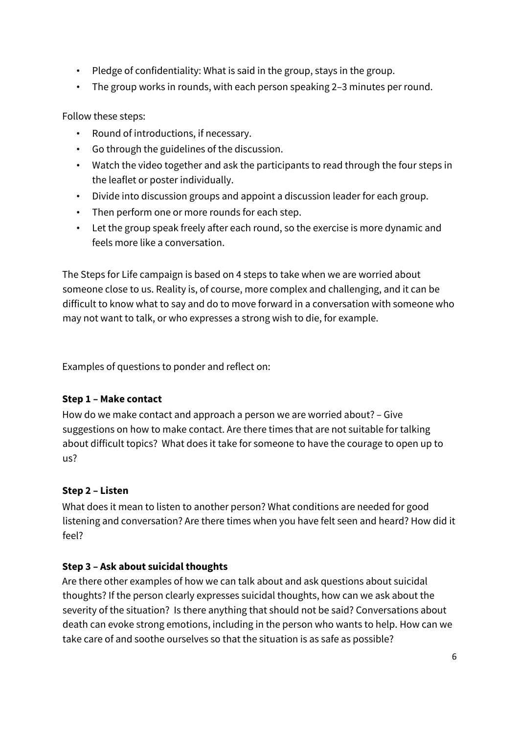- Pledge of confidentiality: What is said in the group, stays in the group.
- The group works in rounds, with each person speaking 2–3 minutes per round.

Follow these steps:

- Round of introductions, if necessary.
- Go through the guidelines of the discussion.
- Watch the video together and ask the participants to read through the four steps in the leaflet or poster individually.
- Divide into discussion groups and appoint a discussion leader for each group.
- Then perform one or more rounds for each step.
- Let the group speak freely after each round, so the exercise is more dynamic and feels more like a conversation.

The Steps for Life campaign is based on 4 steps to take when we are worried about someone close to us. Reality is, of course, more complex and challenging, and it can be difficult to know what to say and do to move forward in a conversation with someone who may not want to talk, or who expresses a strong wish to die, for example.

Examples of questions to ponder and reflect on:

**Step 1 – Make contact**

How do we make contact and approach a person we are worried about? – Give suggestions on how to make contact. Are there times that are not suitable for talking about difficult topics? What does it take for someone to have the courage to open up to us?

**Step 2 – Listen**

What does it mean to listen to another person? What conditions are needed for good listening and conversation? Are there times when you have felt seen and heard? How did it feel?

**Step 3 – Ask about suicidal thoughts**

Are there other examples of how we can talk about and ask questions about suicidal thoughts? If the person clearly expresses suicidal thoughts, how can we ask about the severity of the situation? Is there anything that should not be said? Conversations about death can evoke strong emotions, including in the person who wants to help. How can we take care of and soothe ourselves so that the situation is as safe as possible?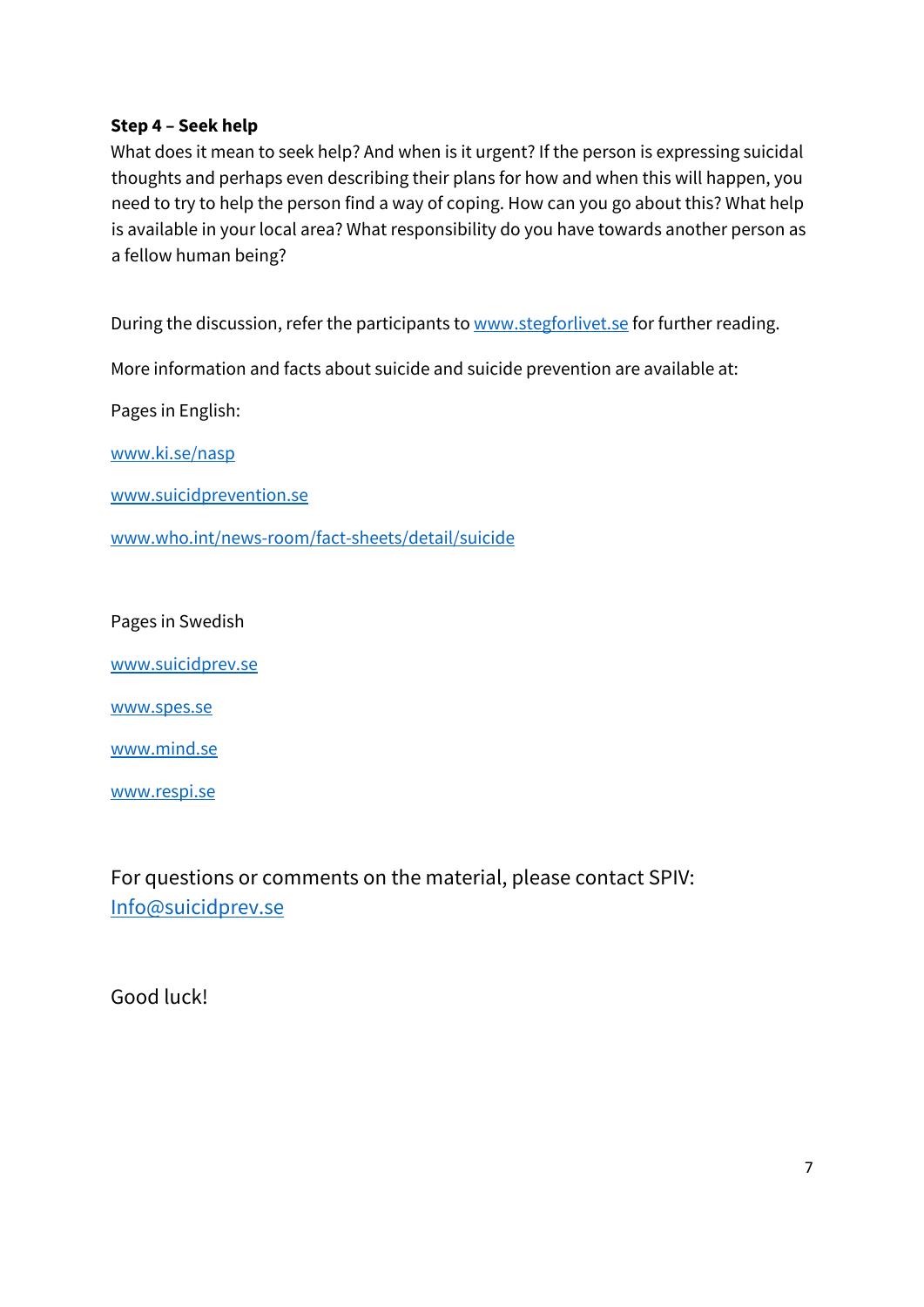**Step 4 – Seek help**

What does it mean to seek help? And when is it urgent? If the person is expressing suicidal thoughts and perhaps even describing their plans for how and when this will happen, you need to try to help the person find a way of coping. How can you go about this? What help is available in your local area? What responsibility do you have towards another person as a fellow human being?

During the discussion, refer the participants to www.stegforlivet.se for further reading.

More information and facts about suicide and suicide prevention are available at:

Pages in English:

www.ki.se/nasp

www.suicidprevention.se

www.who.int/news-room/fact-sheets/detail/suicide

Pages in Swedish

www.suicidprev.se

www.spes.se

www.mind.se

www.respi.se

For questions or comments on the material, please contact SPIV: Info@suicidprev.se

Good luck!